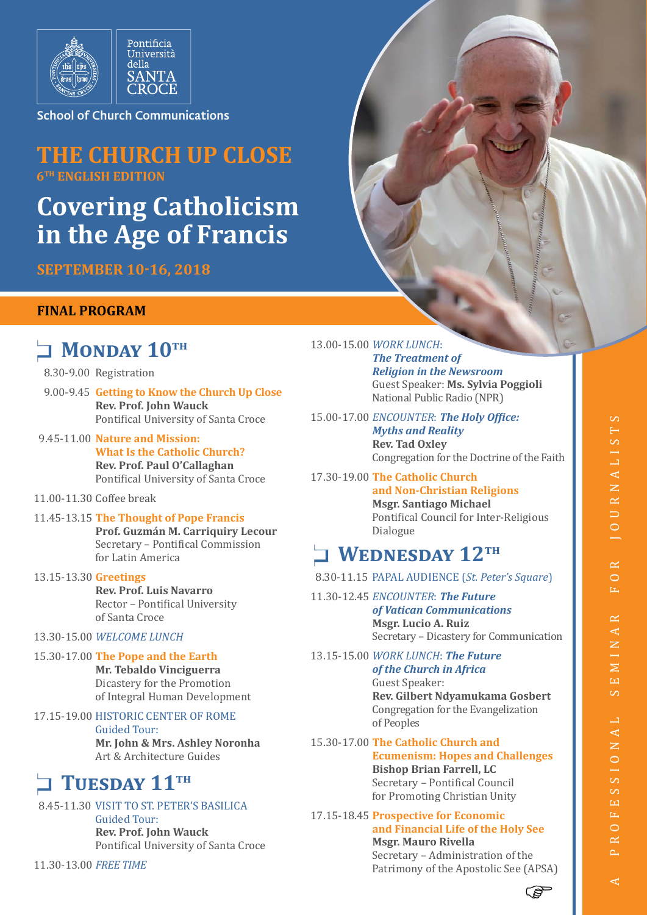Pontificia Università della SANTA CROCE

School of Church Communications

# THE CHURCH UP CLOSE

**6TH ENGLISH EDITION**

# Covering Catholicism in the Age of Francis

**SEPTEMBER 10-16, 2018**

**FINAL PROGRAM**

## Monday 10th

8.30-9.00 Registration

9.00-9.45 **Getting to Know the Church Up Close**
**Rev. Prof. John Wauck**
Pontifical University of Santa Croce

9.45-11.00 **Nature and Mission: What Is the Catholic Church?**
**Rev. Prof. Paul O'Callaghan**
Pontifical University of Santa Croce

11.00-11.30 Coffee break

11.45-13.15 **The Thought of Pope Francis**
**Prof. Guzmán M. Carriquiry Lecour**
Secretary – Pontifical Commission for Latin America

13.15-13.30 **Greetings**
**Rev. Prof. Luis Navarro**
Rector – Pontifical University of Santa Croce

13.30-15.00 *WELCOME LUNCH*

15.30-17.00 **The Pope and the Earth**
**Mr. Tebaldo Vinciguerra**
Dicastery for the Promotion of Integral Human Development

17.15-19.00 HISTORIC CENTER OF ROME
Guided Tour:
**Mr. John & Mrs. Ashley Noronha**
Art & Architecture Guides

## Tuesday 11th

8.45-11.30 VISIT TO ST. PETER'S BASILICA
Guided Tour:
**Rev. Prof. John Wauck**
Pontifical University of Santa Croce

11.30-13.00 *FREE TIME*

13.00-15.00 *WORK LUNCH*: ***The Treatment of Religion in the Newsroom***
Guest Speaker: **Ms. Sylvia Poggioli**
National Public Radio (NPR)

15.00-17.00 *ENCOUNTER*: ***The Holy Office: Myths and Reality***
**Rev. Tad Oxley**
Congregation for the Doctrine of the Faith

17.30-19.00 **The Catholic Church and Non-Christian Religions**
**Msgr. Santiago Michael**
Pontifical Council for Inter-Religious Dialogue

## Wednesday 12th

8.30-11.15 PAPAL AUDIENCE (*St. Peter's Square*)

11.30-12.45 *ENCOUNTER*: ***The Future of Vatican Communications***
**Msgr. Lucio A. Ruiz**
Secretary – Dicastery for Communication

13.15-15.00 *WORK LUNCH*: ***The Future of the Church in Africa***
Guest Speaker:
**Rev. Gilbert Ndyamukama Gosbert**
Congregation for the Evangelization of Peoples

15.30-17.00 **The Catholic Church and Ecumenism: Hopes and Challenges**
**Bishop Brian Farrell, LC**
Secretary – Pontifical Council for Promoting Christian Unity

17.15-18.45 **Prospective for Economic and Financial Life of the Holy See**
**Msgr. Mauro Rivella**
Secretary – Administration of the Patrimony of the Apostolic See (APSA)

A PROFESSIONAL SEMINAR FOR JOURNALISTS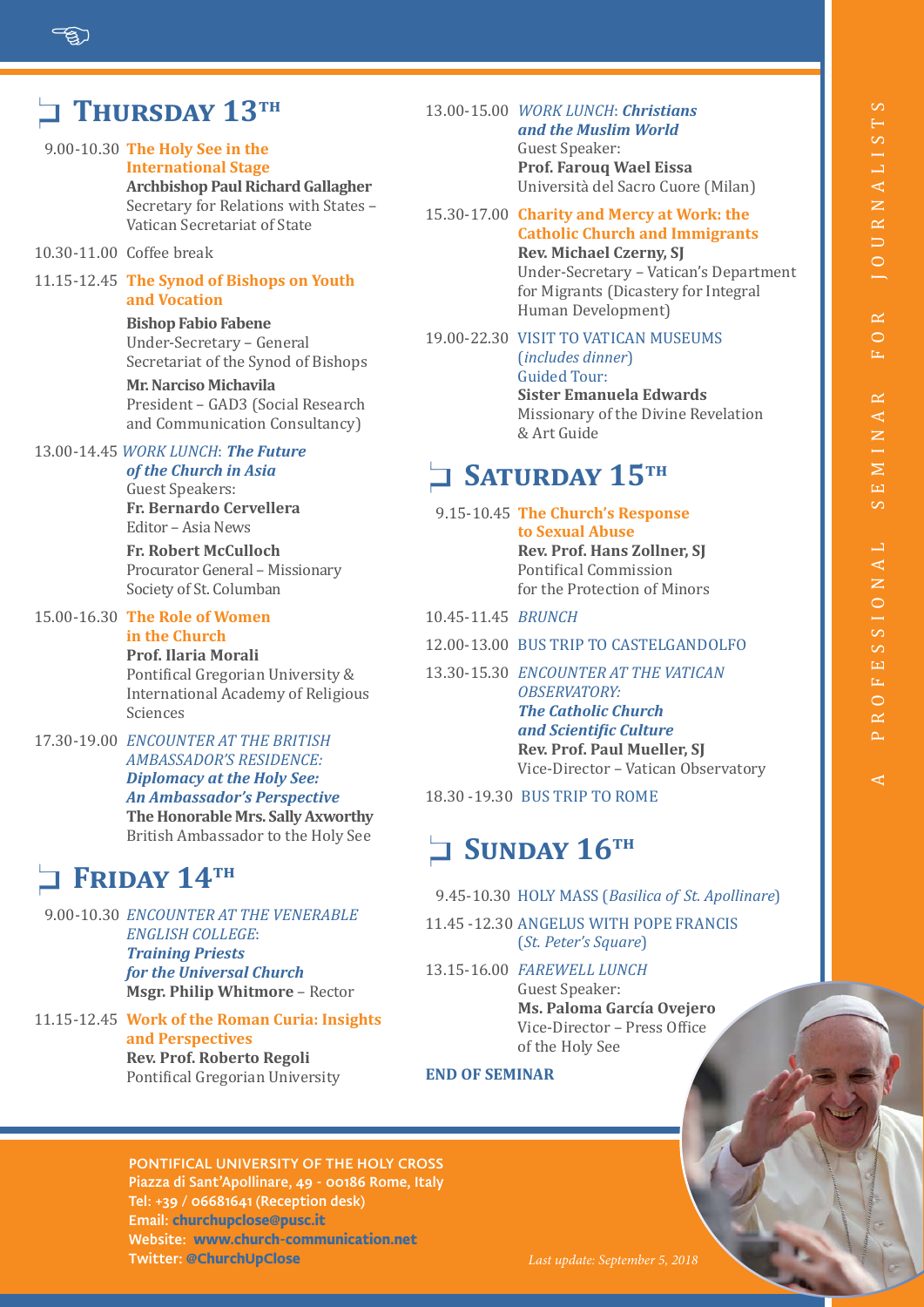## Thursday 13[th]

9.00-10.30 **The Holy See in the International Stage**
**Archbishop Paul Richard Gallagher**
Secretary for Relations with States – Vatican Secretariat of State

10.30-11.00 Coffee break

11.15-12.45 **The Synod of Bishops on Youth and Vocation**
**Bishop Fabio Fabene**
Under-Secretary – General Secretariat of the Synod of Bishops
**Mr. Narciso Michavila**
President – GAD3 (Social Research and Communication Consultancy)

13.00-14.45 *WORK LUNCH*: ***The Future of the Church in Asia***
Guest Speakers:
**Fr. Bernardo Cervellera**
Editor – Asia News
**Fr. Robert McCulloch**
Procurator General – Missionary Society of St. Columban

15.00-16.30 **The Role of Women in the Church**
**Prof. Ilaria Morali**
Pontifical Gregorian University & International Academy of Religious Sciences

17.30-19.00 *ENCOUNTER AT THE BRITISH AMBASSADOR'S RESIDENCE:*
***Diplomacy at the Holy See: An Ambassador's Perspective***
**The Honorable Mrs. Sally Axworthy**
British Ambassador to the Holy See

## Friday 14[th]

9.00-10.30 *ENCOUNTER AT THE VENERABLE ENGLISH COLLEGE*:
***Training Priests for the Universal Church***
**Msgr. Philip Whitmore** – Rector

11.15-12.45 **Work of the Roman Curia: Insights and Perspectives**
**Rev. Prof. Roberto Regoli**
Pontifical Gregorian University

13.00-15.00 *WORK LUNCH*: ***Christians and the Muslim World***
Guest Speaker:
**Prof. Farouq Wael Eissa**
Università del Sacro Cuore (Milan)

15.30-17.00 **Charity and Mercy at Work: the Catholic Church and Immigrants**
**Rev. Michael Czerny, SJ**
Under-Secretary – Vatican's Department for Migrants (Dicastery for Integral Human Development)

19.00-22.30 VISIT TO VATICAN MUSEUMS (*includes dinner*)
Guided Tour:
**Sister Emanuela Edwards**
Missionary of the Divine Revelation & Art Guide

## Saturday 15[th]

9.15-10.45 **The Church's Response to Sexual Abuse**
**Rev. Prof. Hans Zollner, SJ**
Pontifical Commission for the Protection of Minors

10.45-11.45 *BRUNCH*

12.00-13.00 BUS TRIP TO CASTELGANDOLFO

13.30-15.30 *ENCOUNTER AT THE VATICAN OBSERVATORY:*
***The Catholic Church and Scientific Culture***
**Rev. Prof. Paul Mueller, SJ**
Vice-Director – Vatican Observatory

18.30 -19.30 BUS TRIP TO ROME

## Sunday 16[th]

9.45-10.30 HOLY MASS (*Basilica of St. Apollinare*)

11.45 -12.30 ANGELUS WITH POPE FRANCIS (*St. Peter's Square*)

13.15-16.00 *FAREWELL LUNCH*
Guest Speaker:
**Ms. Paloma García Ovejero**
Vice-Director – Press Office of the Holy See

**END OF SEMINAR**

PONTIFICAL UNIVERSITY OF THE HOLY CROSS
Piazza di Sant'Apollinare, 49 - 00186 Rome, Italy
Tel: +39 / 06681641 (Reception desk)
Email: **churchupclose@pusc.it**
Website: **www.church-communication.net**
Twitter: **@ChurchUpClose**

*Last update: September 5, 2018*